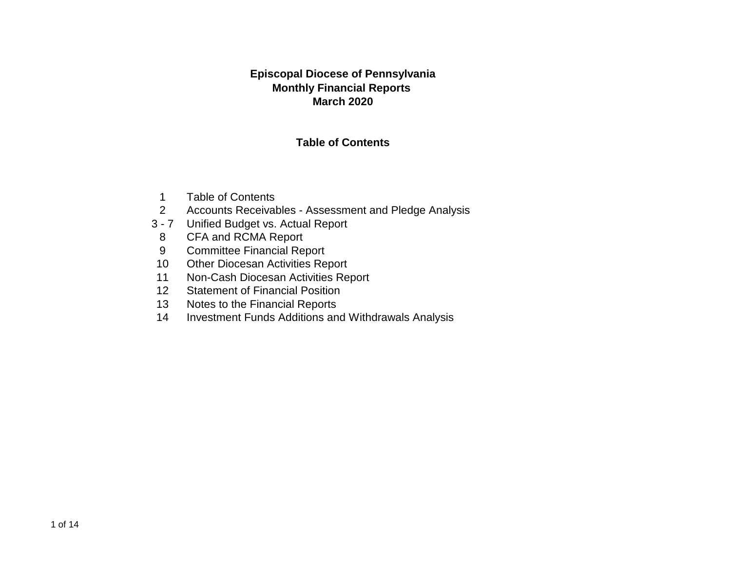# Episcopal Diocese of Pennsylvania
## Monthly Financial Reports
## March 2020

### Table of Contents

| Page | Section |
|---|---|
| 1 | Table of Contents |
| 2 | Accounts Receivables - Assessment and Pledge Analysis |
| 3 - 7 | Unified Budget vs. Actual Report |
| 8 | CFA and RCMA Report |
| 9 | Committee Financial Report |
| 10 | Other Diocesan Activities Report |
| 11 | Non-Cash Diocesan Activities Report |
| 12 | Statement of Financial Position |
| 13 | Notes to the Financial Reports |
| 14 | Investment Funds Additions and Withdrawals Analysis |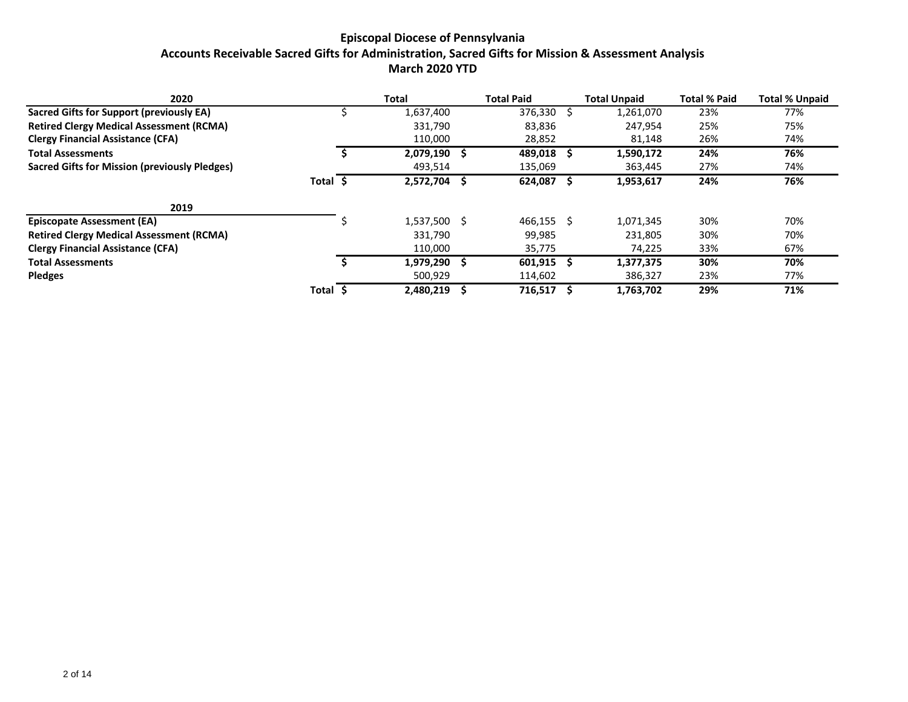# Episcopal Diocese of Pennsylvania

## Accounts Receivable Sacred Gifts for Administration, Sacred Gifts for Mission & Assessment Analysis

### March 2020 YTD

| 2020 | | Total | Total Paid | Total Unpaid | Total % Paid | Total % Unpaid |
|---|---|---|---|---|---|---|
| **Sacred Gifts for Support (previously EA)** | | $ 1,637,400 | 376,330 | $ 1,261,070 | 23% | 77% |
| **Retired Clergy Medical Assessment (RCMA)** | | 331,790 | 83,836 | 247,954 | 25% | 75% |
| **Clergy Financial Assistance (CFA)** | | 110,000 | 28,852 | 81,148 | 26% | 74% |
| **Total Assessments** | | **$ 2,079,190** | **$ 489,018** | **$ 1,590,172** | **24%** | **76%** |
| **Sacred Gifts for Mission (previously Pledges)** | | 493,514 | 135,069 | 363,445 | 27% | 74% |
| | **Total** | **$ 2,572,704** | **$ 624,087** | **$ 1,953,617** | **24%** | **76%** |

| 2019 | | Total | Total Paid | Total Unpaid | Total % Paid | Total % Unpaid |
|---|---|---|---|---|---|---|
| **Episcopate Assessment (EA)** | | $ 1,537,500 | $ 466,155 | $ 1,071,345 | 30% | 70% |
| **Retired Clergy Medical Assessment (RCMA)** | | 331,790 | 99,985 | 231,805 | 30% | 70% |
| **Clergy Financial Assistance (CFA)** | | 110,000 | 35,775 | 74,225 | 33% | 67% |
| **Total Assessments** | | **$ 1,979,290** | **$ 601,915** | **$ 1,377,375** | **30%** | **70%** |
| **Pledges** | | 500,929 | 114,602 | 386,327 | 23% | 77% |
| | **Total** | **$ 2,480,219** | **$ 716,517** | **$ 1,763,702** | **29%** | **71%** |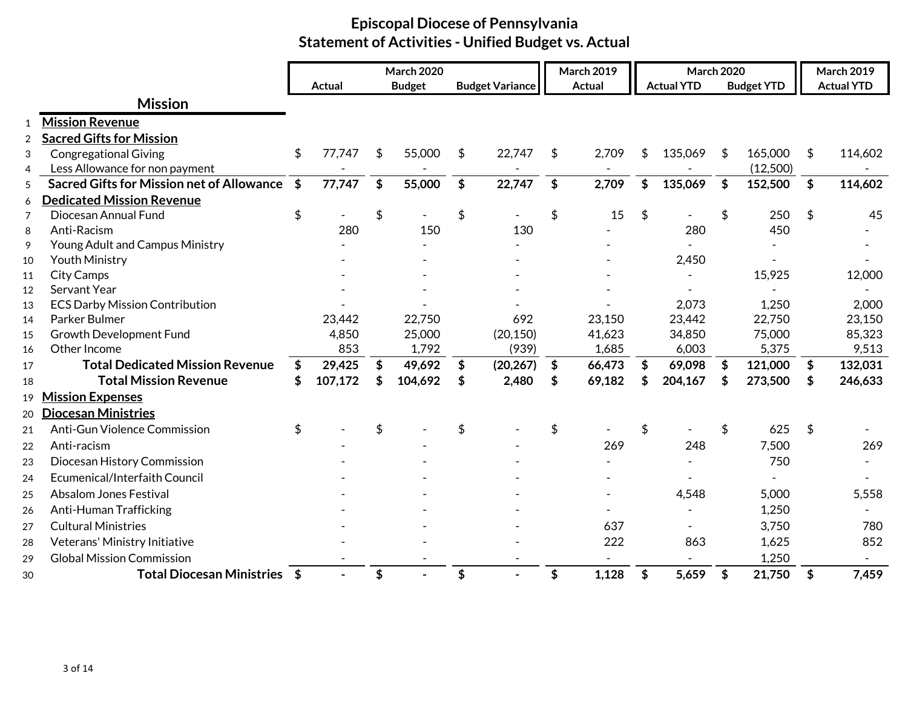# Episcopal Diocese of Pennsylvania
## Statement of Activities - Unified Budget vs. Actual

| | Mission | March 2020 Actual | March 2020 Budget | March 2020 Budget Variance | March 2019 Actual | March 2020 Actual YTD | March 2020 Budget YTD | March 2019 Actual YTD |
|---|---|---|---|---|---|---|---|---|
| 1 | **Mission Revenue** | | | | | | | |
| 2 | **Sacred Gifts for Mission** | | | | | | | |
| 3 | Congregational Giving | $ 77,747 | $ 55,000 | $ 22,747 | $ 2,709 | $ 135,069 | $ 165,000 | $ 114,602 |
| 4 | Less Allowance for non payment | - | - | - | - | - | (12,500) | - |
| 5 | **Sacred Gifts for Mission net of Allowance** | **$ 77,747** | **$ 55,000** | **$ 22,747** | **$ 2,709** | **$ 135,069** | **$ 152,500** | **$ 114,602** |
| 6 | **Dedicated Mission Revenue** | | | | | | | |
| 7 | Diocesan Annual Fund | $ - | $ - | $ - | $ 15 | $ - | $ 250 | $ 45 |
| 8 | Anti-Racism | 280 | 150 | 130 | - | 280 | 450 | - |
| 9 | Young Adult and Campus Ministry | - | - | - | - | - | - | - |
| 10 | Youth Ministry | - | - | - | - | 2,450 | - | - |
| 11 | City Camps | - | - | - | - | - | 15,925 | 12,000 |
| 12 | Servant Year | - | - | - | - | - | - | - |
| 13 | ECS Darby Mission Contribution | - | - | - | - | 2,073 | 1,250 | 2,000 |
| 14 | Parker Bulmer | 23,442 | 22,750 | 692 | 23,150 | 23,442 | 22,750 | 23,150 |
| 15 | Growth Development Fund | 4,850 | 25,000 | (20,150) | 41,623 | 34,850 | 75,000 | 85,323 |
| 16 | Other Income | 853 | 1,792 | (939) | 1,685 | 6,003 | 5,375 | 9,513 |
| 17 | **Total Dedicated Mission Revenue** | **$ 29,425** | **$ 49,692** | **$ (20,267)** | **$ 66,473** | **$ 69,098** | **$ 121,000** | **$ 132,031** |
| 18 | **Total Mission Revenue** | **$ 107,172** | **$ 104,692** | **$ 2,480** | **$ 69,182** | **$ 204,167** | **$ 273,500** | **$ 246,633** |
| 19 | **Mission Expenses** | | | | | | | |
| 20 | **Diocesan Ministries** | | | | | | | |
| 21 | Anti-Gun Violence Commission | $ - | $ - | $ - | $ - | $ - | $ 625 | $ - |
| 22 | Anti-racism | - | - | - | 269 | 248 | 7,500 | 269 |
| 23 | Diocesan History Commission | - | - | - | - | - | 750 | - |
| 24 | Ecumenical/Interfaith Council | - | - | - | - | - | - | - |
| 25 | Absalom Jones Festival | - | - | - | - | 4,548 | 5,000 | 5,558 |
| 26 | Anti-Human Trafficking | - | - | - | - | - | 1,250 | - |
| 27 | Cultural Ministries | - | - | - | 637 | - | 3,750 | 780 |
| 28 | Veterans' Ministry Initiative | - | - | - | 222 | 863 | 1,625 | 852 |
| 29 | Global Mission Commission | - | - | - | - | - | 1,250 | - |
| 30 | **Total Diocesan Ministries** | **$ -** | **$ -** | **$ -** | **$ 1,128** | **$ 5,659** | **$ 21,750** | **$ 7,459** |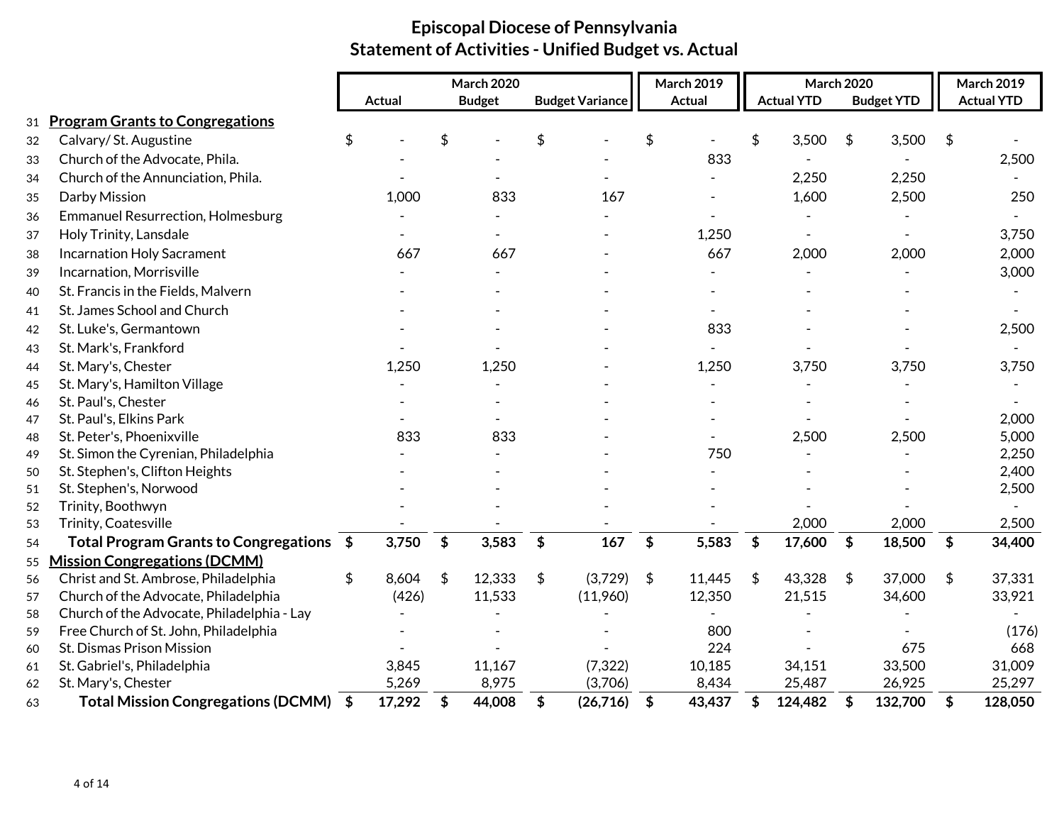# Episcopal Diocese of Pennsylvania
## Statement of Activities - Unified Budget vs. Actual

| # | | March 2020 Actual | March 2020 Budget | March 2020 Budget Variance | March 2019 Actual | March 2020 Actual YTD | March 2020 Budget YTD | March 2019 Actual YTD |
|---|---|---|---|---|---|---|---|---|
| 31 | **Program Grants to Congregations** | | | | | | | |
| 32 | Calvary/ St. Augustine | $ - | $ - | $ - | $ - | $ 3,500 | $ 3,500 | $ - |
| 33 | Church of the Advocate, Phila. | - | - | - | 833 | - | - | 2,500 |
| 34 | Church of the Annunciation, Phila. | - | - | - | - | 2,250 | 2,250 | - |
| 35 | Darby Mission | 1,000 | 833 | 167 | - | 1,600 | 2,500 | 250 |
| 36 | Emmanuel Resurrection, Holmesburg | - | - | - | - | - | - | - |
| 37 | Holy Trinity, Lansdale | - | - | - | 1,250 | - | - | 3,750 |
| 38 | Incarnation Holy Sacrament | 667 | 667 | - | 667 | 2,000 | 2,000 | 2,000 |
| 39 | Incarnation, Morrisville | - | - | - | - | - | - | 3,000 |
| 40 | St. Francis in the Fields, Malvern | - | - | - | - | - | - | - |
| 41 | St. James School and Church | - | - | - | - | - | - | - |
| 42 | St. Luke's, Germantown | - | - | - | 833 | - | - | 2,500 |
| 43 | St. Mark's, Frankford | - | - | - | - | - | - | - |
| 44 | St. Mary's, Chester | 1,250 | 1,250 | - | 1,250 | 3,750 | 3,750 | 3,750 |
| 45 | St. Mary's, Hamilton Village | - | - | - | - | - | - | - |
| 46 | St. Paul's, Chester | - | - | - | - | - | - | - |
| 47 | St. Paul's, Elkins Park | - | - | - | - | - | - | 2,000 |
| 48 | St. Peter's, Phoenixville | 833 | 833 | - | - | 2,500 | 2,500 | 5,000 |
| 49 | St. Simon the Cyrenian, Philadelphia | - | - | - | 750 | - | - | 2,250 |
| 50 | St. Stephen's, Clifton Heights | - | - | - | - | - | - | 2,400 |
| 51 | St. Stephen's, Norwood | - | - | - | - | - | - | 2,500 |
| 52 | Trinity, Boothwyn | - | - | - | - | - | - | - |
| 53 | Trinity, Coatesville | - | - | - | - | 2,000 | 2,000 | 2,500 |
| 54 | **Total Program Grants to Congregations** | **$ 3,750** | **$ 3,583** | **$ 167** | **$ 5,583** | **$ 17,600** | **$ 18,500** | **$ 34,400** |
| 55 | **Mission Congregations (DCMM)** | | | | | | | |
| 56 | Christ and St. Ambrose, Philadelphia | $ 8,604 | $ 12,333 | $ (3,729) | $ 11,445 | $ 43,328 | $ 37,000 | $ 37,331 |
| 57 | Church of the Advocate, Philadelphia | (426) | 11,533 | (11,960) | 12,350 | 21,515 | 34,600 | 33,921 |
| 58 | Church of the Advocate, Philadelphia - Lay | - | - | - | - | - | - | - |
| 59 | Free Church of St. John, Philadelphia | - | - | - | 800 | - | - | (176) |
| 60 | St. Dismas Prison Mission | - | - | - | 224 | - | 675 | 668 |
| 61 | St. Gabriel's, Philadelphia | 3,845 | 11,167 | (7,322) | 10,185 | 34,151 | 33,500 | 31,009 |
| 62 | St. Mary's, Chester | 5,269 | 8,975 | (3,706) | 8,434 | 25,487 | 26,925 | 25,297 |
| 63 | **Total Mission Congregations (DCMM)** | **$ 17,292** | **$ 44,008** | **$ (26,716)** | **$ 43,437** | **$ 124,482** | **$ 132,700** | **$ 128,050** |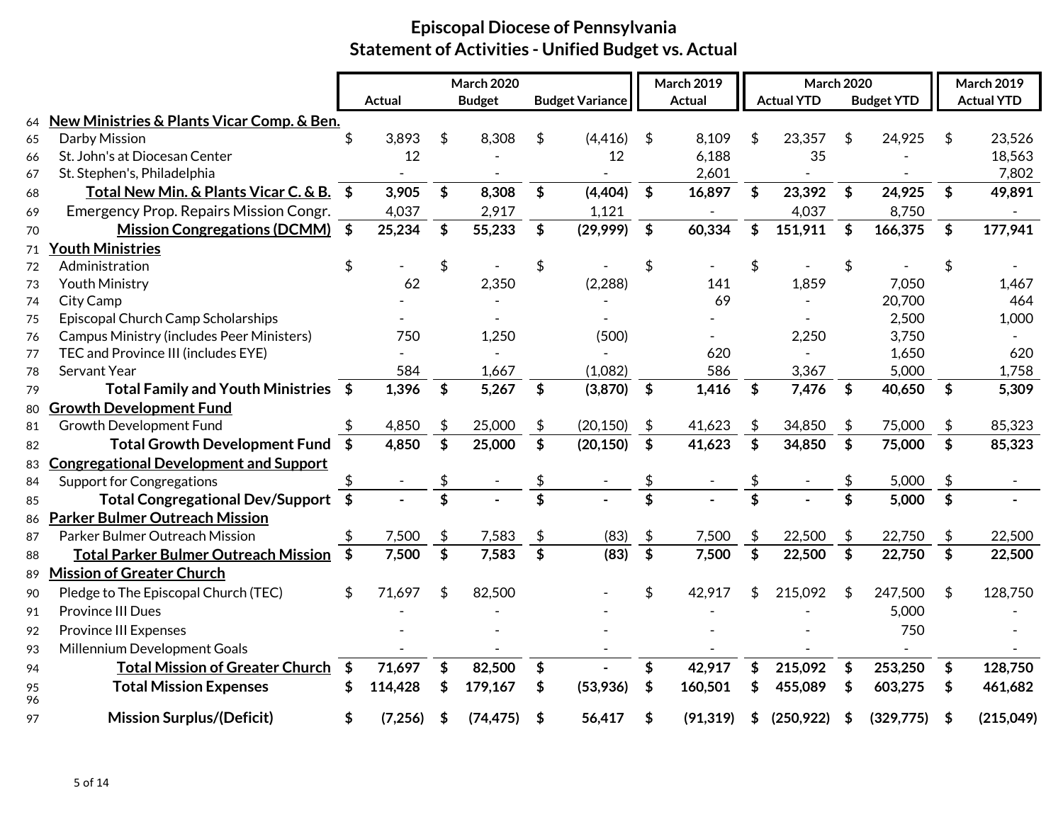# Episcopal Diocese of Pennsylvania

## Statement of Activities - Unified Budget vs. Actual

| | | March 2020 Actual | March 2020 Budget | March 2020 Budget Variance | March 2019 Actual | March 2020 Actual YTD | March 2020 Budget YTD | March 2019 Actual YTD |
|---|---|---|---|---|---|---|---|---|
| 64 | **New Ministries & Plants Vicar Comp. & Ben.** | | | | | | | |
| 65 | Darby Mission | $ 3,893 | $ 8,308 | $ (4,416) | $ 8,109 | $ 23,357 | $ 24,925 | $ 23,526 |
| 66 | St. John's at Diocesan Center | 12 | - | 12 | 6,188 | 35 | - | 18,563 |
| 67 | St. Stephen's, Philadelphia | - | - | - | 2,601 | - | - | 7,802 |
| 68 | **Total New Min. & Plants Vicar C. & B.** | **$ 3,905** | **$ 8,308** | **$ (4,404)** | **$ 16,897** | **$ 23,392** | **$ 24,925** | **$ 49,891** |
| 69 | Emergency Prop. Repairs Mission Congr. | 4,037 | 2,917 | 1,121 | - | 4,037 | 8,750 | - |
| 70 | **Mission Congregations (DCMM)** | **$ 25,234** | **$ 55,233** | **$ (29,999)** | **$ 60,334** | **$ 151,911** | **$ 166,375** | **$ 177,941** |
| 71 | **Youth Ministries** | | | | | | | |
| 72 | Administration | $ - | $ - | $ - | $ - | $ - | $ - | $ - |
| 73 | Youth Ministry | 62 | 2,350 | (2,288) | 141 | 1,859 | 7,050 | 1,467 |
| 74 | City Camp | - | - | - | 69 | - | 20,700 | 464 |
| 75 | Episcopal Church Camp Scholarships | - | - | - | - | - | 2,500 | 1,000 |
| 76 | Campus Ministry (includes Peer Ministers) | 750 | 1,250 | (500) | - | 2,250 | 3,750 | - |
| 77 | TEC and Province III (includes EYE) | - | - | - | 620 | - | 1,650 | 620 |
| 78 | Servant Year | 584 | 1,667 | (1,082) | 586 | 3,367 | 5,000 | 1,758 |
| 79 | **Total Family and Youth Ministries** | **$ 1,396** | **$ 5,267** | **$ (3,870)** | **$ 1,416** | **$ 7,476** | **$ 40,650** | **$ 5,309** |
| 80 | **Growth Development Fund** | | | | | | | |
| 81 | Growth Development Fund | $ 4,850 | $ 25,000 | $ (20,150) | $ 41,623 | $ 34,850 | $ 75,000 | $ 85,323 |
| 82 | **Total Growth Development Fund** | **$ 4,850** | **$ 25,000** | **$ (20,150)** | **$ 41,623** | **$ 34,850** | **$ 75,000** | **$ 85,323** |
| 83 | **Congregational Development and Support** | | | | | | | |
| 84 | Support for Congregations | $ - | $ - | $ - | $ - | $ - | $ 5,000 | $ - |
| 85 | **Total Congregational Dev/Support** | **$ -** | **$ -** | **$ -** | **$ -** | **$ -** | **$ 5,000** | **$ -** |
| 86 | **Parker Bulmer Outreach Mission** | | | | | | | |
| 87 | Parker Bulmer Outreach Mission | $ 7,500 | $ 7,583 | $ (83) | $ 7,500 | $ 22,500 | $ 22,750 | $ 22,500 |
| 88 | **Total Parker Bulmer Outreach Mission** | **$ 7,500** | **$ 7,583** | **$ (83)** | **$ 7,500** | **$ 22,500** | **$ 22,750** | **$ 22,500** |
| 89 | **Mission of Greater Church** | | | | | | | |
| 90 | Pledge to The Episcopal Church (TEC) | $ 71,697 | $ 82,500 | - | $ 42,917 | $ 215,092 | $ 247,500 | $ 128,750 |
| 91 | Province III Dues | - | - | - | - | - | 5,000 | - |
| 92 | Province III Expenses | - | - | - | - | - | 750 | - |
| 93 | Millennium Development Goals | - | - | - | - | - | - | - |
| 94 | **Total Mission of Greater Church** | **$ 71,697** | **$ 82,500** | **$ -** | **$ 42,917** | **$ 215,092** | **$ 253,250** | **$ 128,750** |
| 95 | **Total Mission Expenses** | **$ 114,428** | **$ 179,167** | **$ (53,936)** | **$ 160,501** | **$ 455,089** | **$ 603,275** | **$ 461,682** |
| 96 | | | | | | | | |
| 97 | **Mission Surplus/(Deficit)** | **$ (7,256)** | **$ (74,475)** | **$ 56,417** | **$ (91,319)** | **$ (250,922)** | **$ (329,775)** | **$ (215,049)** |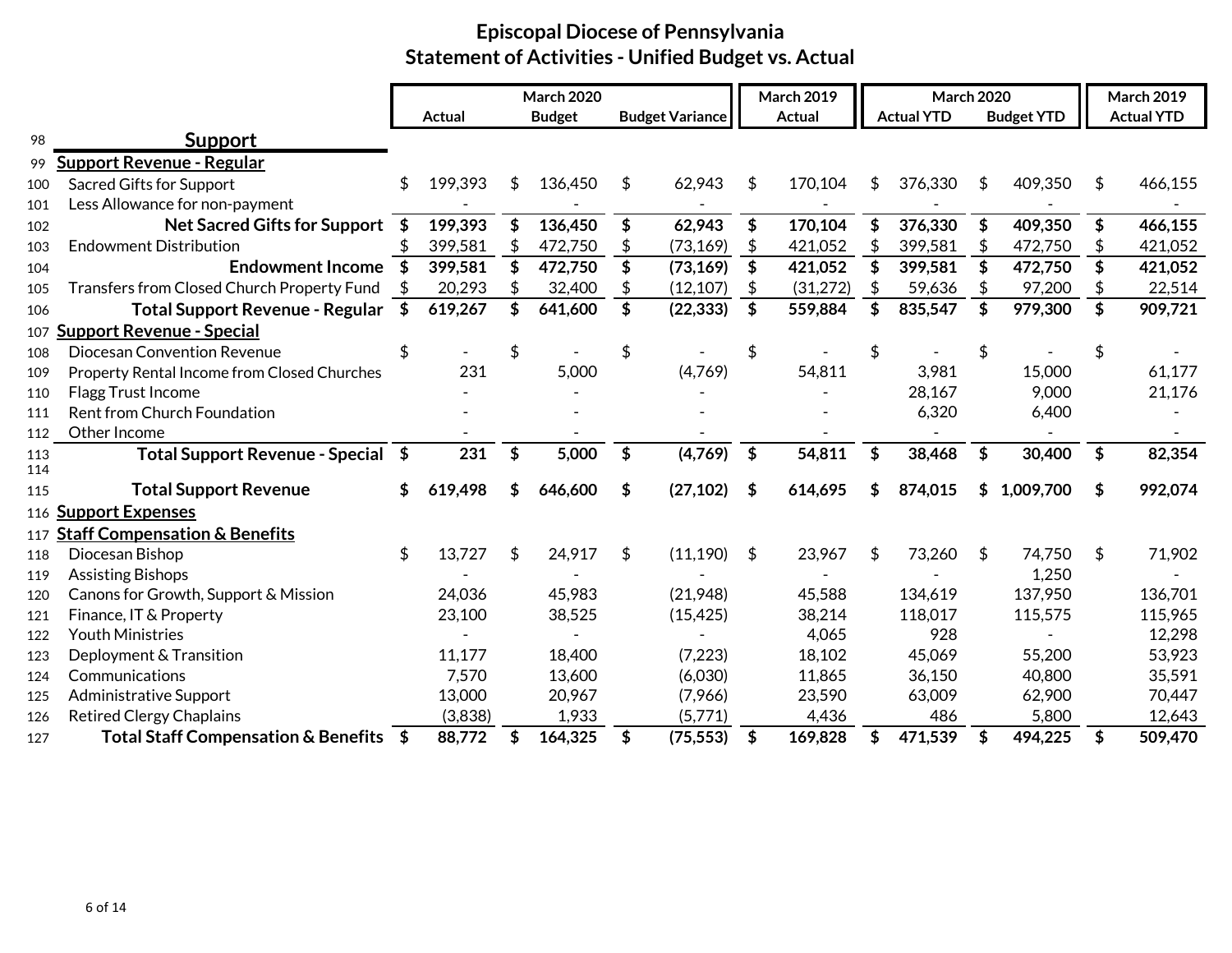# Episcopal Diocese of Pennsylvania
## Statement of Activities - Unified Budget vs. Actual

| | | March 2020 | | | March 2019 | March 2020 | | March 2019 |
|---|---|---|---|---|---|---|---|---|
| | | Actual | Budget | Budget Variance | Actual | Actual YTD | Budget YTD | Actual YTD |
| 98 | **Support** | | | | | | | |
| 99 | **Support Revenue - Regular** | | | | | | | |
| 100 | Sacred Gifts for Support | $ 199,393 | $ 136,450 | $ 62,943 | $ 170,104 | $ 376,330 | $ 409,350 | $ 466,155 |
| 101 | Less Allowance for non-payment | - | - | - | - | - | - | - |
| 102 | **Net Sacred Gifts for Support** | **$ 199,393** | **$ 136,450** | **$ 62,943** | **$ 170,104** | **$ 376,330** | **$ 409,350** | **$ 466,155** |
| 103 | Endowment Distribution | $ 399,581 | $ 472,750 | $ (73,169) | $ 421,052 | $ 399,581 | $ 472,750 | $ 421,052 |
| 104 | **Endowment Income** | **$ 399,581** | **$ 472,750** | **$ (73,169)** | **$ 421,052** | **$ 399,581** | **$ 472,750** | **$ 421,052** |
| 105 | Transfers from Closed Church Property Fund | $ 20,293 | $ 32,400 | $ (12,107) | $ (31,272) | $ 59,636 | $ 97,200 | $ 22,514 |
| 106 | **Total Support Revenue - Regular** | **$ 619,267** | **$ 641,600** | **$ (22,333)** | **$ 559,884** | **$ 835,547** | **$ 979,300** | **$ 909,721** |
| 107 | **Support Revenue - Special** | | | | | | | |
| 108 | Diocesan Convention Revenue | $ - | $ - | $ - | $ - | $ - | $ - | $ - |
| 109 | Property Rental Income from Closed Churches | 231 | 5,000 | (4,769) | 54,811 | 3,981 | 15,000 | 61,177 |
| 110 | Flagg Trust Income | - | - | - | - | 28,167 | 9,000 | 21,176 |
| 111 | Rent from Church Foundation | - | - | - | - | 6,320 | 6,400 | - |
| 112 | Other Income | - | - | - | - | - | - | - |
| 113 | **Total Support Revenue - Special** | **$ 231** | **$ 5,000** | **$ (4,769)** | **$ 54,811** | **$ 38,468** | **$ 30,400** | **$ 82,354** |
| 114 | | | | | | | | |
| 115 | **Total Support Revenue** | **$ 619,498** | **$ 646,600** | **$ (27,102)** | **$ 614,695** | **$ 874,015** | **$ 1,009,700** | **$ 992,074** |
| 116 | **Support Expenses** | | | | | | | |
| 117 | **Staff Compensation & Benefits** | | | | | | | |
| 118 | Diocesan Bishop | $ 13,727 | $ 24,917 | $ (11,190) | $ 23,967 | $ 73,260 | $ 74,750 | $ 71,902 |
| 119 | Assisting Bishops | - | - | - | - | - | 1,250 | - |
| 120 | Canons for Growth, Support & Mission | 24,036 | 45,983 | (21,948) | 45,588 | 134,619 | 137,950 | 136,701 |
| 121 | Finance, IT & Property | 23,100 | 38,525 | (15,425) | 38,214 | 118,017 | 115,575 | 115,965 |
| 122 | Youth Ministries | - | - | - | 4,065 | 928 | - | 12,298 |
| 123 | Deployment & Transition | 11,177 | 18,400 | (7,223) | 18,102 | 45,069 | 55,200 | 53,923 |
| 124 | Communications | 7,570 | 13,600 | (6,030) | 11,865 | 36,150 | 40,800 | 35,591 |
| 125 | Administrative Support | 13,000 | 20,967 | (7,966) | 23,590 | 63,009 | 62,900 | 70,447 |
| 126 | Retired Clergy Chaplains | (3,838) | 1,933 | (5,771) | 4,436 | 486 | 5,800 | 12,643 |
| 127 | **Total Staff Compensation & Benefits** | **$ 88,772** | **$ 164,325** | **$ (75,553)** | **$ 169,828** | **$ 471,539** | **$ 494,225** | **$ 509,470** |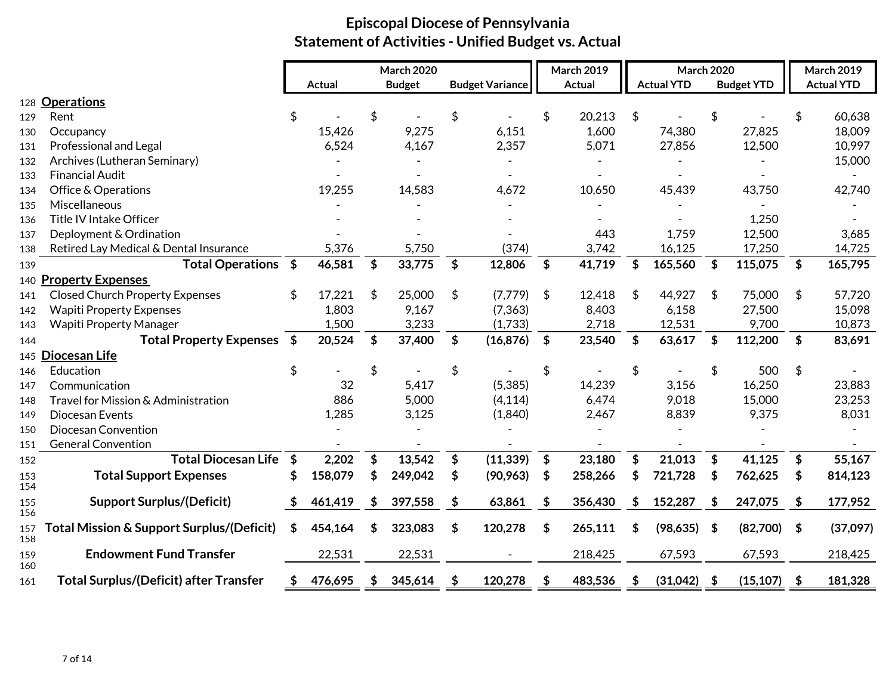# Episcopal Diocese of Pennsylvania
## Statement of Activities - Unified Budget vs. Actual

| | | March 2020 Actual | March 2020 Budget | March 2020 Budget Variance | March 2019 Actual | March 2020 Actual YTD | March 2020 Budget YTD | March 2019 Actual YTD |
|---|---|---|---|---|---|---|---|---|
| 128 | **Operations** | | | | | | | |
| 129 | Rent | $ - | $ - | $ - | $ 20,213 | $ - | $ - | $ 60,638 |
| 130 | Occupancy | 15,426 | 9,275 | 6,151 | 1,600 | 74,380 | 27,825 | 18,009 |
| 131 | Professional and Legal | 6,524 | 4,167 | 2,357 | 5,071 | 27,856 | 12,500 | 10,997 |
| 132 | Archives (Lutheran Seminary) | - | - | - | - | - | - | 15,000 |
| 133 | Financial Audit | - | - | - | - | - | - | - |
| 134 | Office & Operations | 19,255 | 14,583 | 4,672 | 10,650 | 45,439 | 43,750 | 42,740 |
| 135 | Miscellaneous | - | - | - | - | - | - | - |
| 136 | Title IV Intake Officer | - | - | - | - | - | 1,250 | - |
| 137 | Deployment & Ordination | - | - | - | 443 | 1,759 | 12,500 | 3,685 |
| 138 | Retired Lay Medical & Dental Insurance | 5,376 | 5,750 | (374) | 3,742 | 16,125 | 17,250 | 14,725 |
| 139 | **Total Operations** | **$ 46,581** | **$ 33,775** | **$ 12,806** | **$ 41,719** | **$ 165,560** | **$ 115,075** | **$ 165,795** |
| 140 | **Property Expenses** | | | | | | | |
| 141 | Closed Church Property Expenses | $ 17,221 | $ 25,000 | $ (7,779) | $ 12,418 | $ 44,927 | $ 75,000 | $ 57,720 |
| 142 | Wapiti Property Expenses | 1,803 | 9,167 | (7,363) | 8,403 | 6,158 | 27,500 | 15,098 |
| 143 | Wapiti Property Manager | 1,500 | 3,233 | (1,733) | 2,718 | 12,531 | 9,700 | 10,873 |
| 144 | **Total Property Expenses** | **$ 20,524** | **$ 37,400** | **$ (16,876)** | **$ 23,540** | **$ 63,617** | **$ 112,200** | **$ 83,691** |
| 145 | **Diocesan Life** | | | | | | | |
| 146 | Education | $ - | $ - | $ - | $ - | $ - | $ 500 | $ - |
| 147 | Communication | 32 | 5,417 | (5,385) | 14,239 | 3,156 | 16,250 | 23,883 |
| 148 | Travel for Mission & Administration | 886 | 5,000 | (4,114) | 6,474 | 9,018 | 15,000 | 23,253 |
| 149 | Diocesan Events | 1,285 | 3,125 | (1,840) | 2,467 | 8,839 | 9,375 | 8,031 |
| 150 | Diocesan Convention | - | - | - | - | - | - | - |
| 151 | General Convention | - | - | - | - | - | - | - |
| 152 | **Total Diocesan Life** | **$ 2,202** | **$ 13,542** | **$ (11,339)** | **$ 23,180** | **$ 21,013** | **$ 41,125** | **$ 55,167** |
| 153 | **Total Support Expenses** | **$ 158,079** | **$ 249,042** | **$ (90,963)** | **$ 258,266** | **$ 721,728** | **$ 762,625** | **$ 814,123** |
| 154 | | | | | | | | |
| 155 | **Support Surplus/(Deficit)** | **$ 461,419** | **$ 397,558** | **$ 63,861** | **$ 356,430** | **$ 152,287** | **$ 247,075** | **$ 177,952** |
| 156 | | | | | | | | |
| 157 | **Total Mission & Support Surplus/(Deficit)** | **$ 454,164** | **$ 323,083** | **$ 120,278** | **$ 265,111** | **$ (98,635)** | **$ (82,700)** | **$ (37,097)** |
| 158 | | | | | | | | |
| 159 | **Endowment Fund Transfer** | 22,531 | 22,531 | - | 218,425 | 67,593 | 67,593 | 218,425 |
| 160 | | | | | | | | |
| 161 | **Total Surplus/(Deficit) after Transfer** | **$ 476,695** | **$ 345,614** | **$ 120,278** | **$ 483,536** | **$ (31,042)** | **$ (15,107)** | **$ 181,328** |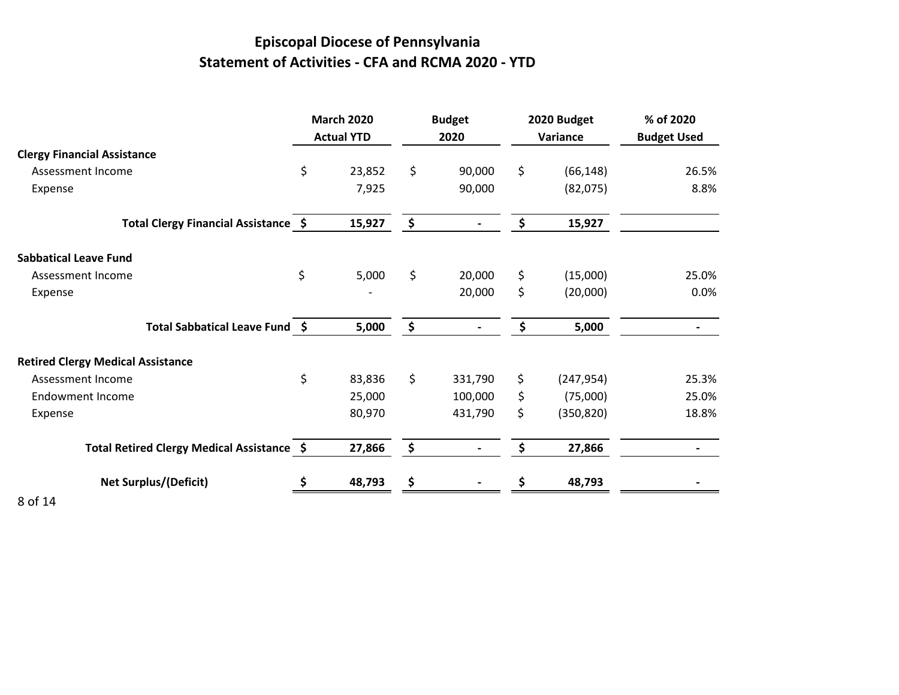# Episcopal Diocese of Pennsylvania

## Statement of Activities - CFA and RCMA 2020 - YTD

| | March 2020 Actual YTD | Budget 2020 | 2020 Budget Variance | % of 2020 Budget Used |
|---|---|---|---|---|
| **Clergy Financial Assistance** | | | | |
| Assessment Income | $ 23,852 | $ 90,000 | $ (66,148) | 26.5% |
| Expense | 7,925 | 90,000 | (82,075) | 8.8% |
| **Total Clergy Financial Assistance** | **$ 15,927** | **$ -** | **$ 15,927** | |
| **Sabbatical Leave Fund** | | | | |
| Assessment Income | $ 5,000 | $ 20,000 | $ (15,000) | 25.0% |
| Expense | - | 20,000 | $ (20,000) | 0.0% |
| **Total Sabbatical Leave Fund** | **$ 5,000** | **$ -** | **$ 5,000** | - |
| **Retired Clergy Medical Assistance** | | | | |
| Assessment Income | $ 83,836 | $ 331,790 | $ (247,954) | 25.3% |
| Endowment Income | 25,000 | 100,000 | $ (75,000) | 25.0% |
| Expense | 80,970 | 431,790 | $ (350,820) | 18.8% |
| **Total Retired Clergy Medical Assistance** | **$ 27,866** | **$ -** | **$ 27,866** | - |
| **Net Surplus/(Deficit)** | **$ 48,793** | **$ -** | **$ 48,793** | - |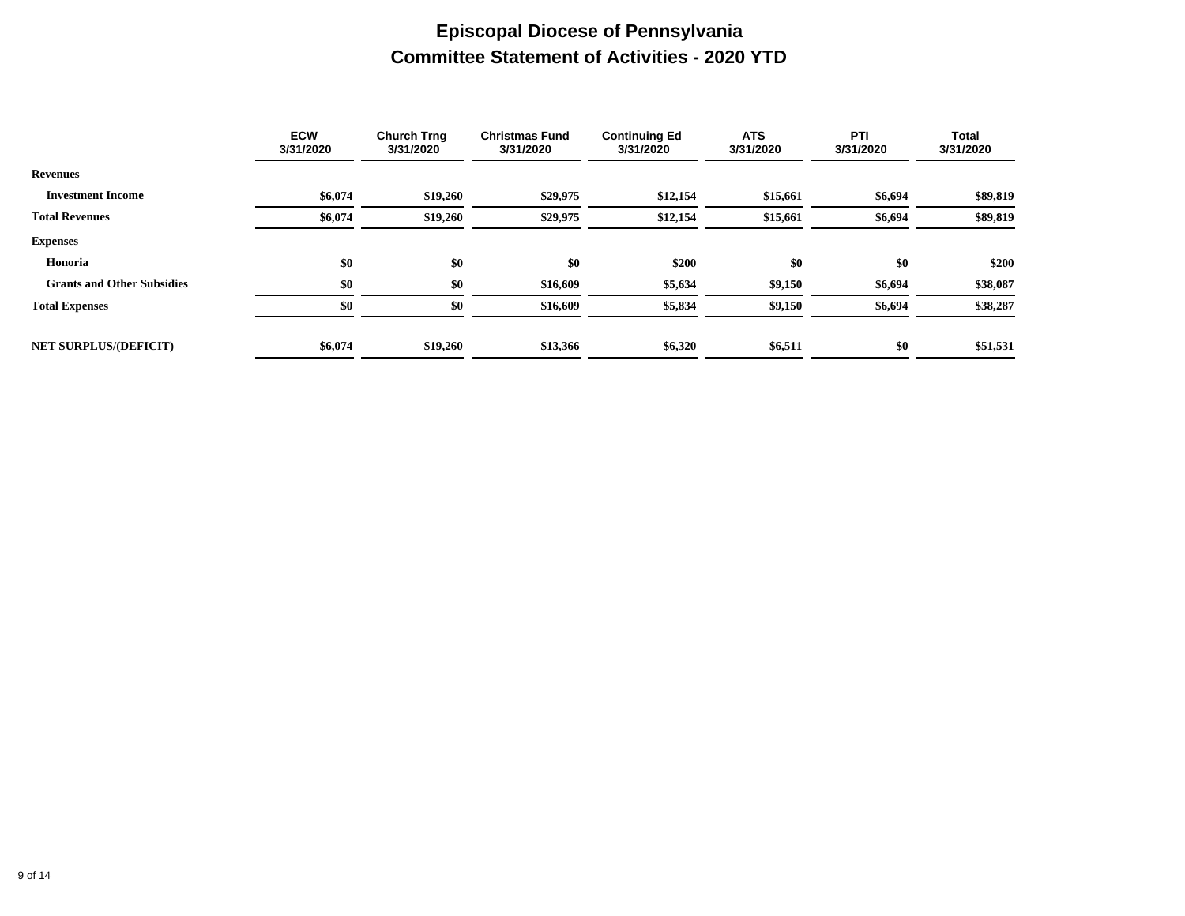# Episcopal Diocese of Pennsylvania
## Committee Statement of Activities - 2020 YTD

| | ECW 3/31/2020 | Church Trng 3/31/2020 | Christmas Fund 3/31/2020 | Continuing Ed 3/31/2020 | ATS 3/31/2020 | PTI 3/31/2020 | Total 3/31/2020 |
|---|---|---|---|---|---|---|---|
| **Revenues** | | | | | | | |
| **Investment Income** | $6,074 | $19,260 | $29,975 | $12,154 | $15,661 | $6,694 | $89,819 |
| **Total Revenues** | $6,074 | $19,260 | $29,975 | $12,154 | $15,661 | $6,694 | $89,819 |
| **Expenses** | | | | | | | |
| **Honoria** | $0 | $0 | $0 | $200 | $0 | $0 | $200 |
| **Grants and Other Subsidies** | $0 | $0 | $16,609 | $5,634 | $9,150 | $6,694 | $38,087 |
| **Total Expenses** | $0 | $0 | $16,609 | $5,834 | $9,150 | $6,694 | $38,287 |
| **NET SURPLUS/(DEFICIT)** | $6,074 | $19,260 | $13,366 | $6,320 | $6,511 | $0 | $51,531 |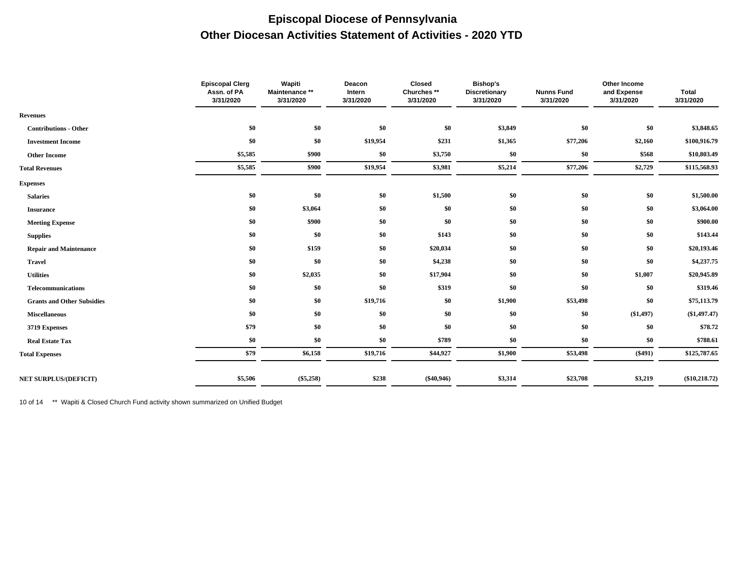# Episcopal Diocese of Pennsylvania

## Other Diocesan Activities Statement of Activities - 2020 YTD

| | Episcopal Clerg Assn. of PA 3/31/2020 | Wapiti Maintenance ** 3/31/2020 | Deacon Intern 3/31/2020 | Closed Churches ** 3/31/2020 | Bishop's Discretionary 3/31/2020 | Nunns Fund 3/31/2020 | Other Income and Expense 3/31/2020 | Total 3/31/2020 |
|---|---|---|---|---|---|---|---|---|
| **Revenues** | | | | | | | | |
| **Contributions - Other** | $0 | $0 | $0 | $0 | $3,849 | $0 | $0 | $3,848.65 |
| **Investment Income** | $0 | $0 | $19,954 | $231 | $1,365 | $77,206 | $2,160 | $100,916.79 |
| **Other Income** | $5,585 | $900 | $0 | $3,750 | $0 | $0 | $568 | $10,803.49 |
| **Total Revenues** | $5,585 | $900 | $19,954 | $3,981 | $5,214 | $77,206 | $2,729 | $115,568.93 |
| **Expenses** | | | | | | | | |
| **Salaries** | $0 | $0 | $0 | $1,500 | $0 | $0 | $0 | $1,500.00 |
| **Insurance** | $0 | $3,064 | $0 | $0 | $0 | $0 | $0 | $3,064.00 |
| **Meeting Expense** | $0 | $900 | $0 | $0 | $0 | $0 | $0 | $900.00 |
| **Supplies** | $0 | $0 | $0 | $143 | $0 | $0 | $0 | $143.44 |
| **Repair and Maintenance** | $0 | $159 | $0 | $20,034 | $0 | $0 | $0 | $20,193.46 |
| **Travel** | $0 | $0 | $0 | $4,238 | $0 | $0 | $0 | $4,237.75 |
| **Utilities** | $0 | $2,035 | $0 | $17,904 | $0 | $0 | $1,007 | $20,945.89 |
| **Telecommunications** | $0 | $0 | $0 | $319 | $0 | $0 | $0 | $319.46 |
| **Grants and Other Subsidies** | $0 | $0 | $19,716 | $0 | $1,900 | $53,498 | $0 | $75,113.79 |
| **Miscellaneous** | $0 | $0 | $0 | $0 | $0 | $0 | ($1,497) | ($1,497.47) |
| **3719 Expenses** | $79 | $0 | $0 | $0 | $0 | $0 | $0 | $78.72 |
| **Real Estate Tax** | $0 | $0 | $0 | $789 | $0 | $0 | $0 | $788.61 |
| **Total Expenses** | $79 | $6,158 | $19,716 | $44,927 | $1,900 | $53,498 | ($491) | $125,787.65 |
| **NET SURPLUS/(DEFICIT)** | $5,506 | ($5,258) | $238 | ($40,946) | $3,314 | $23,708 | $3,219 | ($10,218.72) |

** Wapiti & Closed Church Fund activity shown summarized on Unified Budget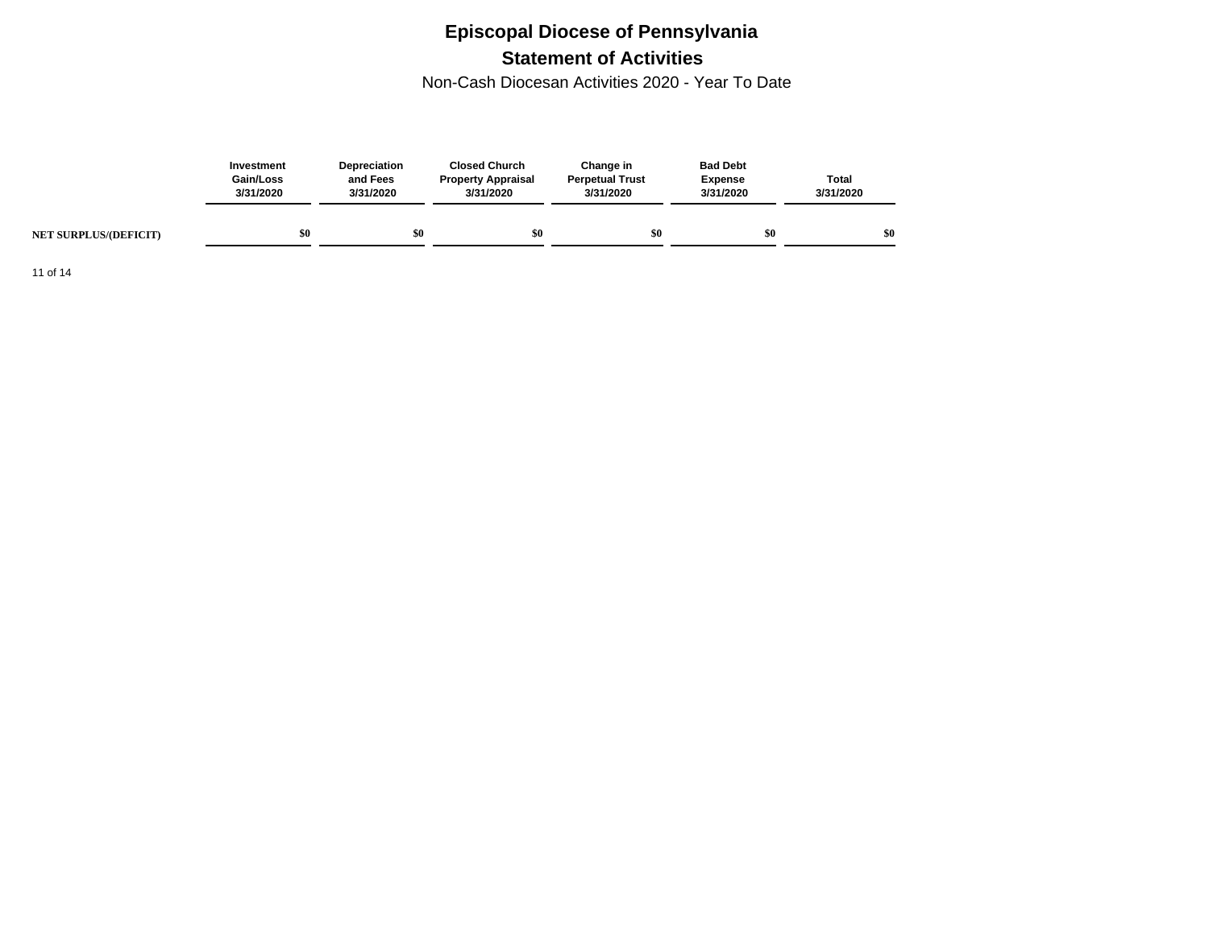# Episcopal Diocese of Pennsylvania

## Statement of Activities

Non-Cash Diocesan Activities 2020 - Year To Date

| | Investment Gain/Loss 3/31/2020 | Depreciation and Fees 3/31/2020 | Closed Church Property Appraisal 3/31/2020 | Change in Perpetual Trust 3/31/2020 | Bad Debt Expense 3/31/2020 | Total 3/31/2020 |
|---|---|---|---|---|---|---|
| **NET SURPLUS/(DEFICIT)** | **$0** | **$0** | **$0** | **$0** | **$0** | **$0** |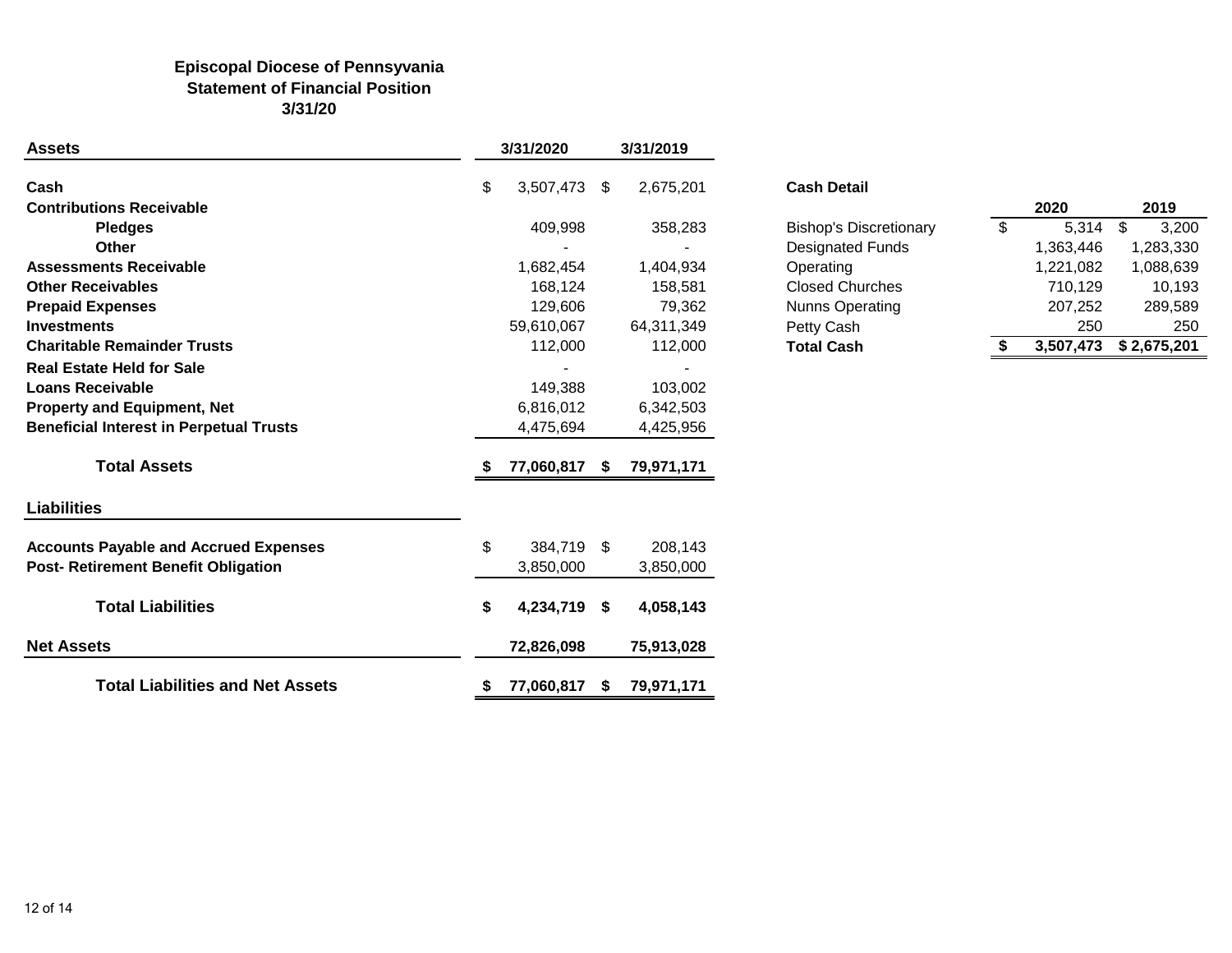# Episcopal Diocese of Pennsyvania
## Statement of Financial Position
### 3/31/20

| Assets | 3/31/2020 | 3/31/2019 |
|---|---|---|
| **Cash** | $ 3,507,473 | $ 2,675,201 |
| **Contributions Receivable** | | |
| **Pledges** | 409,998 | 358,283 |
| **Other** | - | - |
| **Assessments Receivable** | 1,682,454 | 1,404,934 |
| **Other Receivables** | 168,124 | 158,581 |
| **Prepaid Expenses** | 129,606 | 79,362 |
| **Investments** | 59,610,067 | 64,311,349 |
| **Charitable Remainder Trusts** | 112,000 | 112,000 |
| **Real Estate Held for Sale** | - | - |
| **Loans Receivable** | 149,388 | 103,002 |
| **Property and Equipment, Net** | 6,816,012 | 6,342,503 |
| **Beneficial Interest in Perpetual Trusts** | 4,475,694 | 4,425,956 |
| **Total Assets** | **$ 77,060,817** | **$ 79,971,171** |
| **Liabilities** | | |
| **Accounts Payable and Accrued Expenses** | $ 384,719 | $ 208,143 |
| **Post- Retirement Benefit Obligation** | 3,850,000 | 3,850,000 |
| **Total Liabilities** | **$ 4,234,719** | **$ 4,058,143** |
| **Net Assets** | **72,826,098** | **75,913,028** |
| **Total Liabilities and Net Assets** | **$ 77,060,817** | **$ 79,971,171** |

**Cash Detail**

| | 2020 | 2019 |
|---|---|---|
| Bishop's Discretionary | $ 5,314 | $ 3,200 |
| Designated Funds | 1,363,446 | 1,283,330 |
| Operating | 1,221,082 | 1,088,639 |
| Closed Churches | 710,129 | 10,193 |
| Nunns Operating | 207,252 | 289,589 |
| Petty Cash | 250 | 250 |
| **Total Cash** | **$ 3,507,473** | **$ 2,675,201** |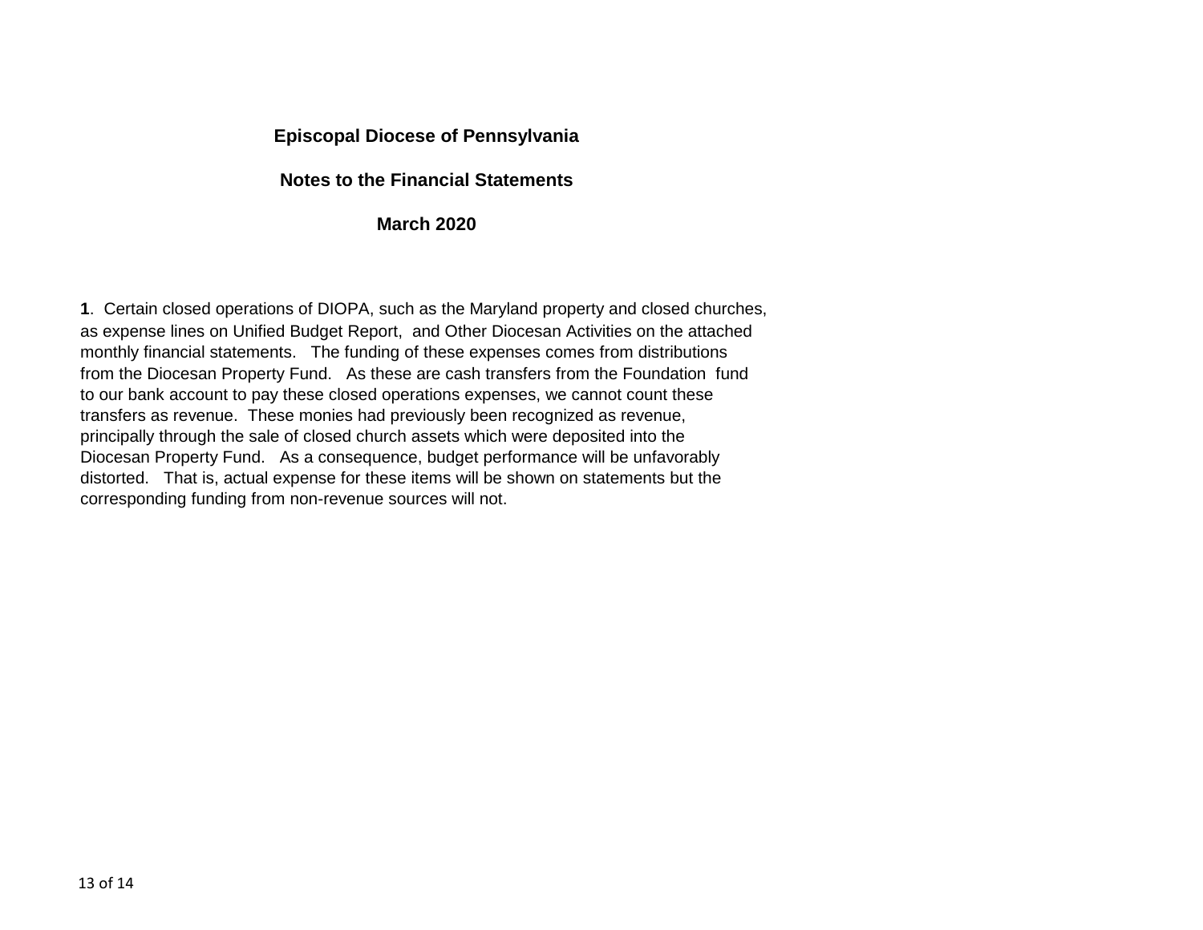**Episcopal Diocese of Pennsylvania**

**Notes to the Financial Statements**

**March 2020**

**1**. Certain closed operations of DIOPA, such as the Maryland property and closed churches, as expense lines on Unified Budget Report, and Other Diocesan Activities on the attached monthly financial statements. The funding of these expenses comes from distributions from the Diocesan Property Fund. As these are cash transfers from the Foundation fund to our bank account to pay these closed operations expenses, we cannot count these transfers as revenue. These monies had previously been recognized as revenue, principally through the sale of closed church assets which were deposited into the Diocesan Property Fund. As a consequence, budget performance will be unfavorably distorted. That is, actual expense for these items will be shown on statements but the corresponding funding from non-revenue sources will not.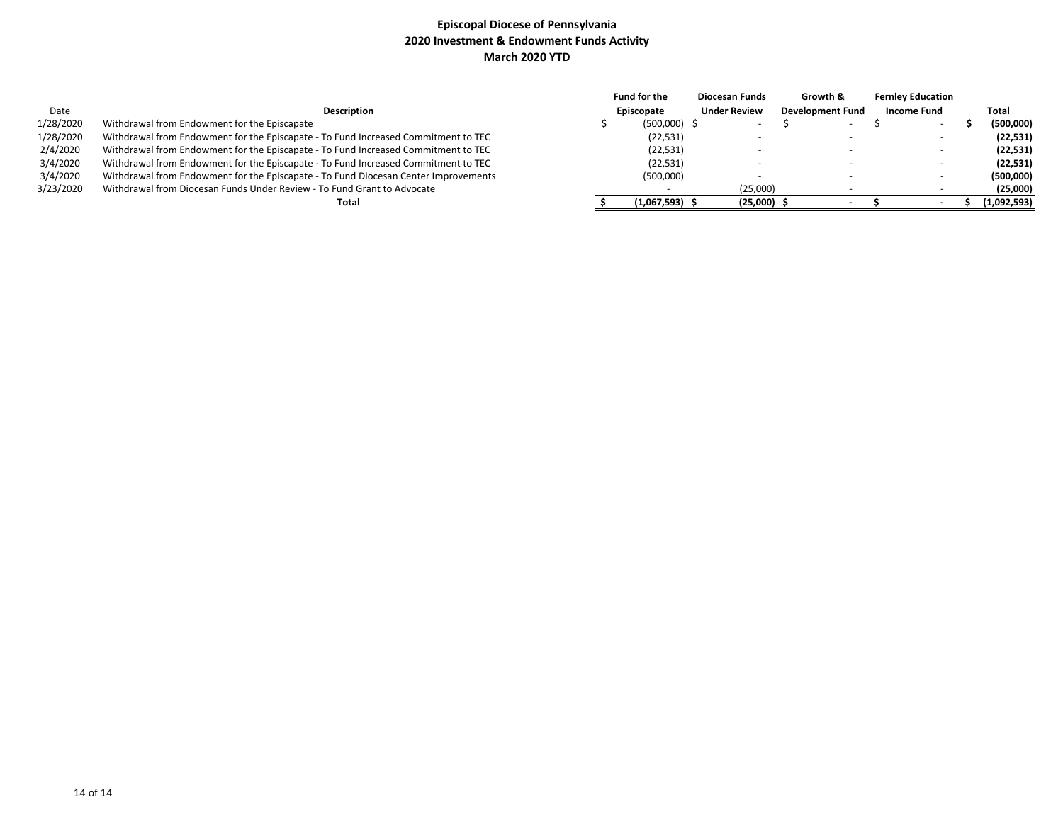**Episcopal Diocese of Pennsylvania**
**2020 Investment & Endowment Funds Activity**
**March 2020 YTD**

| Date | Description | Fund for the Episcopate | Diocesan Funds Under Review | Growth & Development Fund | Fernley Education Income Fund | Total |
|---|---|---|---|---|---|---|
| 1/28/2020 | Withdrawal from Endowment for the Episcapate | $ (500,000) | $ - | $ - | $ - | **$ (500,000)** |
| 1/28/2020 | Withdrawal from Endowment for the Episcapate - To Fund Increased Commitment to TEC | (22,531) | - | - | - | **(22,531)** |
| 2/4/2020 | Withdrawal from Endowment for the Episcapate - To Fund Increased Commitment to TEC | (22,531) | - | - | - | **(22,531)** |
| 3/4/2020 | Withdrawal from Endowment for the Episcapate - To Fund Increased Commitment to TEC | (22,531) | - | - | - | **(22,531)** |
| 3/4/2020 | Withdrawal from Endowment for the Episcapate - To Fund Diocesan Center Improvements | (500,000) | - | - | - | **(500,000)** |
| 3/23/2020 | Withdrawal from Diocesan Funds Under Review - To Fund Grant to Advocate | - | (25,000) | - | - | **(25,000)** |
| | **Total** | **$ (1,067,593)** | **$ (25,000)** | **$ -** | **$ -** | **$ (1,092,593)** |